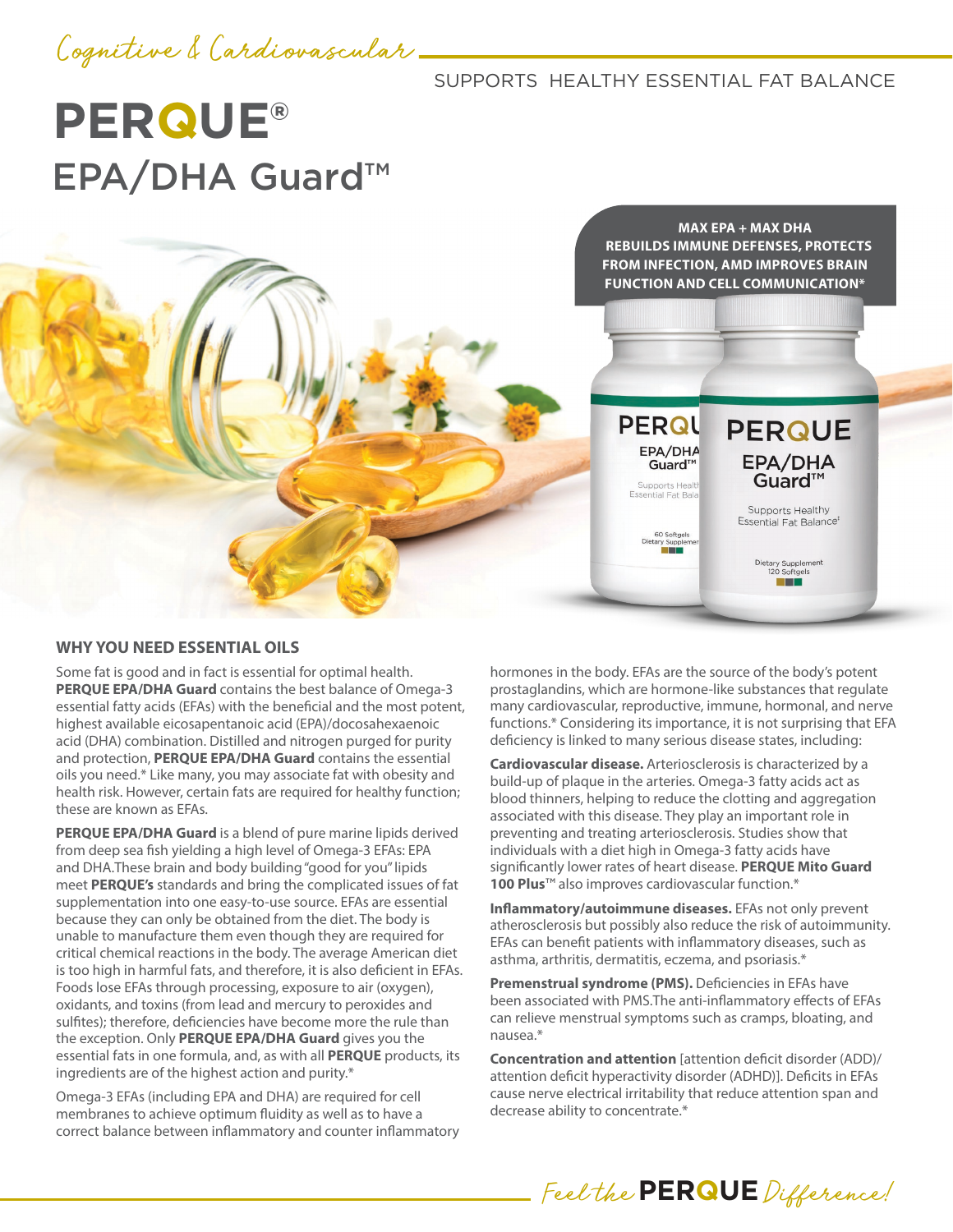*Cognitive & Cardiovascular*

SUPPORTS HEALTHY ESSENTIAL FAT BALANCE

# PERQUE®

## EPA/DHA Guard™

**MAX EPA + MAX DHA REBUILDS IMMUNE DEFENSES, PROTECTS FROM INFECTION, AMD IMPROVES BRAIN FUNCTION AND CELL COMMUNICATION***

### WHY YOU NEED ESSENTIAL OILS

Some fat is good and in fact is essential for optimal health. **PERQUE EPA/DHA Guard** contains the best balance of Omega-3 essential fatty acids (EFAs) with the beneficial and the most potent, highest available eicosapentanoic acid (EPA)/docosahexaenoic acid (DHA) combination. Distilled and nitrogen purged for purity and protection, **PERQUE EPA/DHA Guard** contains the essential oils you need.* Like many, you may associate fat with obesity and health risk. However, certain fats are required for healthy function; these are known as EFAs.

**PERQUE EPA/DHA Guard** is a blend of pure marine lipids derived from deep sea fish yielding a high level of Omega-3 EFAs: EPA and DHA.These brain and body building "good for you" lipids meet **PERQUE's** standards and bring the complicated issues of fat supplementation into one easy-to-use source. EFAs are essential because they can only be obtained from the diet. The body is unable to manufacture them even though they are required for critical chemical reactions in the body. The average American diet is too high in harmful fats, and therefore, it is also deficient in EFAs. Foods lose EFAs through processing, exposure to air (oxygen), oxidants, and toxins (from lead and mercury to peroxides and sulfites); therefore, deficiencies have become more the rule than the exception. Only **PERQUE EPA/DHA Guard** gives you the essential fats in one formula, and, as with all **PERQUE** products, its ingredients are of the highest action and purity.*

Omega-3 EFAs (including EPA and DHA) are required for cell membranes to achieve optimum fluidity as well as to have a correct balance between inflammatory and counter inflammatory hormones in the body. EFAs are the source of the body's potent prostaglandins, which are hormone-like substances that regulate many cardiovascular, reproductive, immune, hormonal, and nerve functions.* Considering its importance, it is not surprising that EFA deficiency is linked to many serious disease states, including:

**Cardiovascular disease.** Arteriosclerosis is characterized by a build-up of plaque in the arteries. Omega-3 fatty acids act as blood thinners, helping to reduce the clotting and aggregation associated with this disease. They play an important role in preventing and treating arteriosclerosis. Studies show that individuals with a diet high in Omega-3 fatty acids have significantly lower rates of heart disease. **PERQUE Mito Guard 100 Plus**™ also improves cardiovascular function.*

**Inflammatory/autoimmune diseases.** EFAs not only prevent atherosclerosis but possibly also reduce the risk of autoimmunity. EFAs can benefit patients with inflammatory diseases, such as asthma, arthritis, dermatitis, eczema, and psoriasis.*

**Premenstrual syndrome (PMS).** Deficiencies in EFAs have been associated with PMS.The anti-inflammatory effects of EFAs can relieve menstrual symptoms such as cramps, bloating, and nausea.*

**Concentration and attention** [attention deficit disorder (ADD)/ attention deficit hyperactivity disorder (ADHD)]. Deficits in EFAs cause nerve electrical irritability that reduce attention span and decrease ability to concentrate.*

*Feel the* **PERQUE** *Difference!*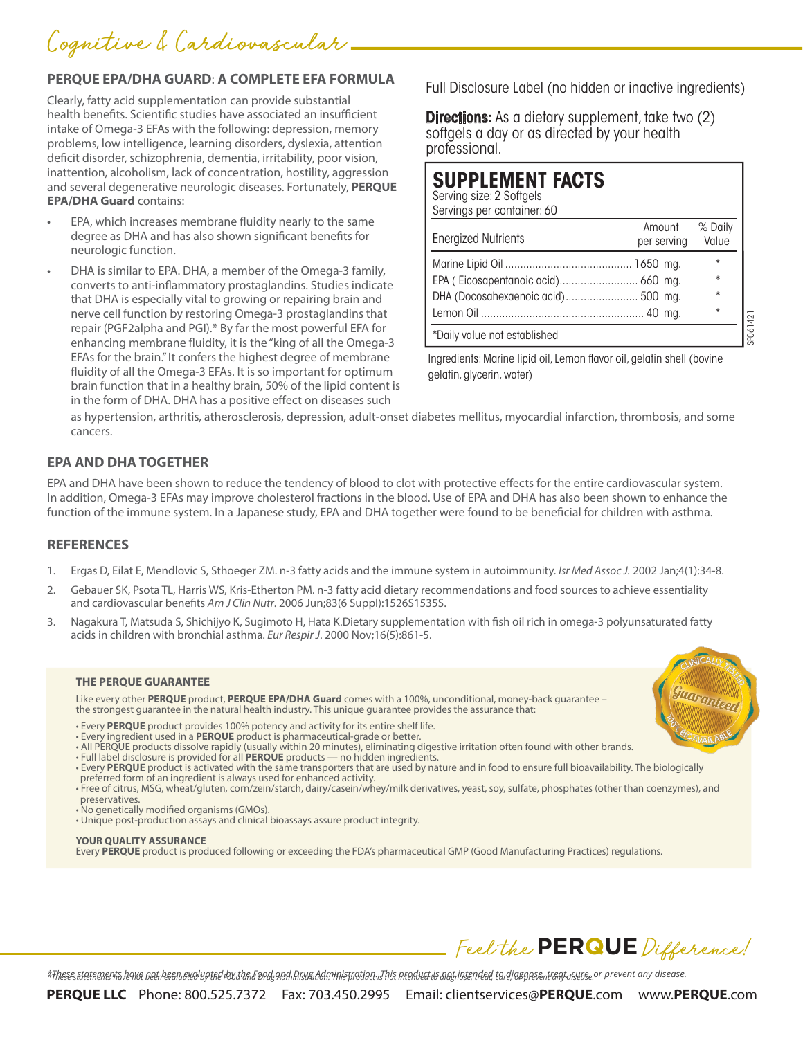# Cognitive & Cardiovascular

## PERQUE EPA/DHA GUARD: A COMPLETE EFA FORMULA

Clearly, fatty acid supplementation can provide substantial health benefits. Scientific studies have associated an insufficient intake of Omega-3 EFAs with the following: depression, memory problems, low intelligence, learning disorders, dyslexia, attention deficit disorder, schizophrenia, dementia, irritability, poor vision, inattention, alcoholism, lack of concentration, hostility, aggression and several degenerative neurologic diseases. Fortunately, **PERQUE EPA/DHA Guard** contains:

- EPA, which increases membrane fluidity nearly to the same degree as DHA and has also shown significant benefits for neurologic function.
- DHA is similar to EPA. DHA, a member of the Omega-3 family, converts to anti-inflammatory prostaglandins. Studies indicate that DHA is especially vital to growing or repairing brain and nerve cell function by restoring Omega-3 prostaglandins that repair (PGF2alpha and PGI).* By far the most powerful EFA for enhancing membrane fluidity, it is the "king of all the Omega-3 EFAs for the brain." It confers the highest degree of membrane fluidity of all the Omega-3 EFAs. It is so important for optimum brain function that in a healthy brain, 50% of the lipid content is in the form of DHA. DHA has a positive effect on diseases such as hypertension, arthritis, atherosclerosis, depression, adult-onset diabetes mellitus, myocardial infarction, thrombosis, and some cancers.

Full Disclosure Label (no hidden or inactive ingredients)

**Directions:** As a dietary supplement, take two (2) softgels a day or as directed by your health professional.

**SUPPLEMENT FACTS**
Serving size: 2 Softgels
Servings per container: 60

| Energized Nutrients | Amount per serving | % Daily Value |
|---|---|---|
| Marine Lipid Oil | 1650 mg. | * |
| EPA ( Eicosapentanoic acid) | 660 mg. | * |
| DHA (Docosahexaenoic acid) | 500 mg. | * |
| Lemon Oil | 40 mg. | * |

*Daily value not established

SF061421

Ingredients: Marine lipid oil, Lemon flavor oil, gelatin shell (bovine gelatin, glycerin, water)

## EPA AND DHA TOGETHER

EPA and DHA have been shown to reduce the tendency of blood to clot with protective effects for the entire cardiovascular system. In addition, Omega-3 EFAs may improve cholesterol fractions in the blood. Use of EPA and DHA has also been shown to enhance the function of the immune system. In a Japanese study, EPA and DHA together were found to be beneficial for children with asthma.

## REFERENCES

1. Ergas D, Eilat E, Mendlovic S, Sthoeger ZM. n-3 fatty acids and the immune system in autoimmunity. *Isr Med Assoc J.* 2002 Jan;4(1):34-8.
2. Gebauer SK, Psota TL, Harris WS, Kris-Etherton PM. n-3 fatty acid dietary recommendations and food sources to achieve essentiality and cardiovascular benefits *Am J Clin Nutr*. 2006 Jun;83(6 Suppl):1526S1535S.
3. Nagakura T, Matsuda S, Shichijyo K, Sugimoto H, Hata K.Dietary supplementation with fish oil rich in omega-3 polyunsaturated fatty acids in children with bronchial asthma. *Eur Respir J*. 2000 Nov;16(5):861-5.

### THE PERQUE GUARANTEE

Like every other **PERQUE** product, **PERQUE EPA/DHA Guard** comes with a 100%, unconditional, money-back guarantee – the strongest guarantee in the natural health industry. This unique guarantee provides the assurance that:

- Every **PERQUE** product provides 100% potency and activity for its entire shelf life.
- Every ingredient used in a **PERQUE** product is pharmaceutical-grade or better.
- All PERQUE products dissolve rapidly (usually within 20 minutes), eliminating digestive irritation often found with other brands.
- Full label disclosure is provided for all **PERQUE** products — no hidden ingredients.
- Every **PERQUE** product is activated with the same transporters that are used by nature and in food to ensure full bioavailability. The biologically preferred form of an ingredient is always used for enhanced activity.
- Free of citrus, MSG, wheat/gluten, corn/zein/starch, dairy/casein/whey/milk derivatives, yeast, soy, sulfate, phosphates (other than coenzymes), and preservatives.
- No genetically modified organisms (GMOs).
- Unique post-production assays and clinical bioassays assure product integrity.

Clinically Tested · Guaranteed · 100% Bioavailable

### YOUR QUALITY ASSURANCE

Every **PERQUE** product is produced following or exceeding the FDA's pharmaceutical GMP (Good Manufacturing Practices) regulations.

*Feel the* **PERQUE** *Difference!*

*These statements have not been evaluated by the Food and Drug Administration. This product is not intended to diagnose, treat, cure, or prevent any disease.

**PERQUE LLC** Phone: 800.525.7372 Fax: 703.450.2995 Email: clientservices@**PERQUE**.com www.**PERQUE**.com